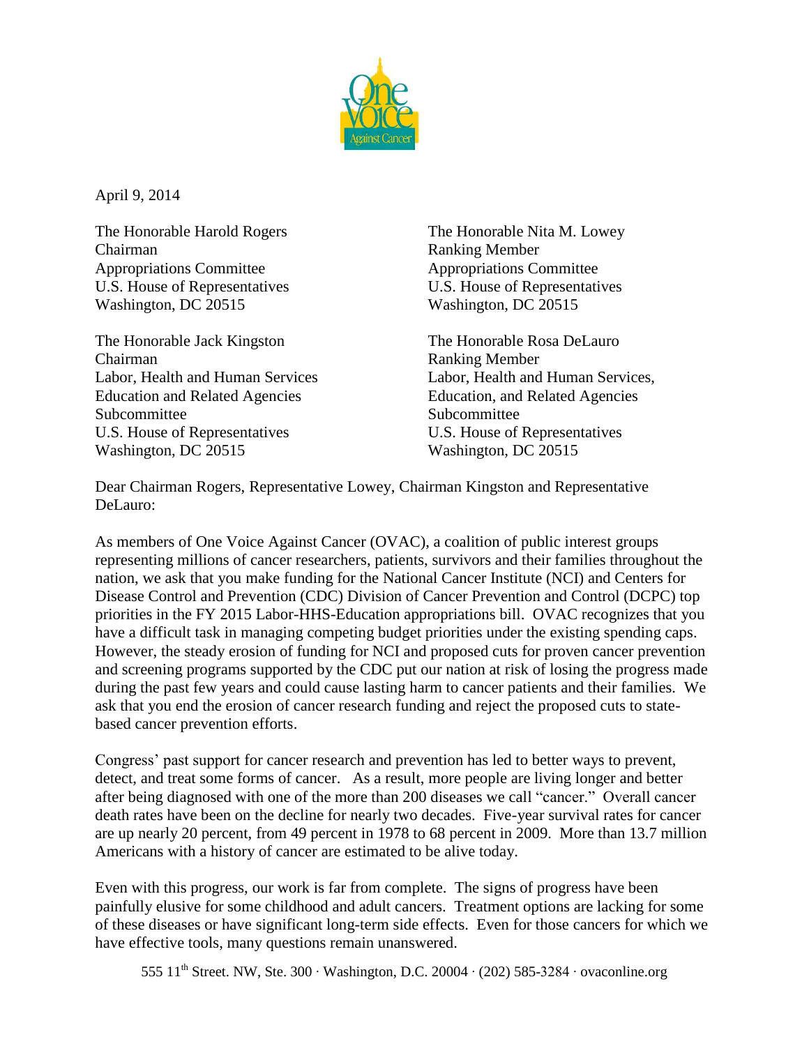April 9, 2014

The Honorable Harold Rogers
Chairman
Appropriations Committee
U.S. House of Representatives
Washington, DC 20515

The Honorable Nita M. Lowey
Ranking Member
Appropriations Committee
U.S. House of Representatives
Washington, DC 20515

The Honorable Jack Kingston
Chairman
Labor, Health and Human Services
Education and Related Agencies
Subcommittee
U.S. House of Representatives
Washington, DC 20515

The Honorable Rosa DeLauro
Ranking Member
Labor, Health and Human Services,
Education, and Related Agencies
Subcommittee
U.S. House of Representatives
Washington, DC 20515

Dear Chairman Rogers, Representative Lowey, Chairman Kingston and Representative DeLauro:

As members of One Voice Against Cancer (OVAC), a coalition of public interest groups representing millions of cancer researchers, patients, survivors and their families throughout the nation, we ask that you make funding for the National Cancer Institute (NCI) and Centers for Disease Control and Prevention (CDC) Division of Cancer Prevention and Control (DCPC) top priorities in the FY 2015 Labor-HHS-Education appropriations bill. OVAC recognizes that you have a difficult task in managing competing budget priorities under the existing spending caps. However, the steady erosion of funding for NCI and proposed cuts for proven cancer prevention and screening programs supported by the CDC put our nation at risk of losing the progress made during the past few years and could cause lasting harm to cancer patients and their families. We ask that you end the erosion of cancer research funding and reject the proposed cuts to state-based cancer prevention efforts.

Congress' past support for cancer research and prevention has led to better ways to prevent, detect, and treat some forms of cancer. As a result, more people are living longer and better after being diagnosed with one of the more than 200 diseases we call "cancer." Overall cancer death rates have been on the decline for nearly two decades. Five-year survival rates for cancer are up nearly 20 percent, from 49 percent in 1978 to 68 percent in 2009. More than 13.7 million Americans with a history of cancer are estimated to be alive today.

Even with this progress, our work is far from complete. The signs of progress have been painfully elusive for some childhood and adult cancers. Treatment options are lacking for some of these diseases or have significant long-term side effects. Even for those cancers for which we have effective tools, many questions remain unanswered.

555 11th Street. NW, Ste. 300 · Washington, D.C. 20004 · (202) 585-3284 · ovaconline.org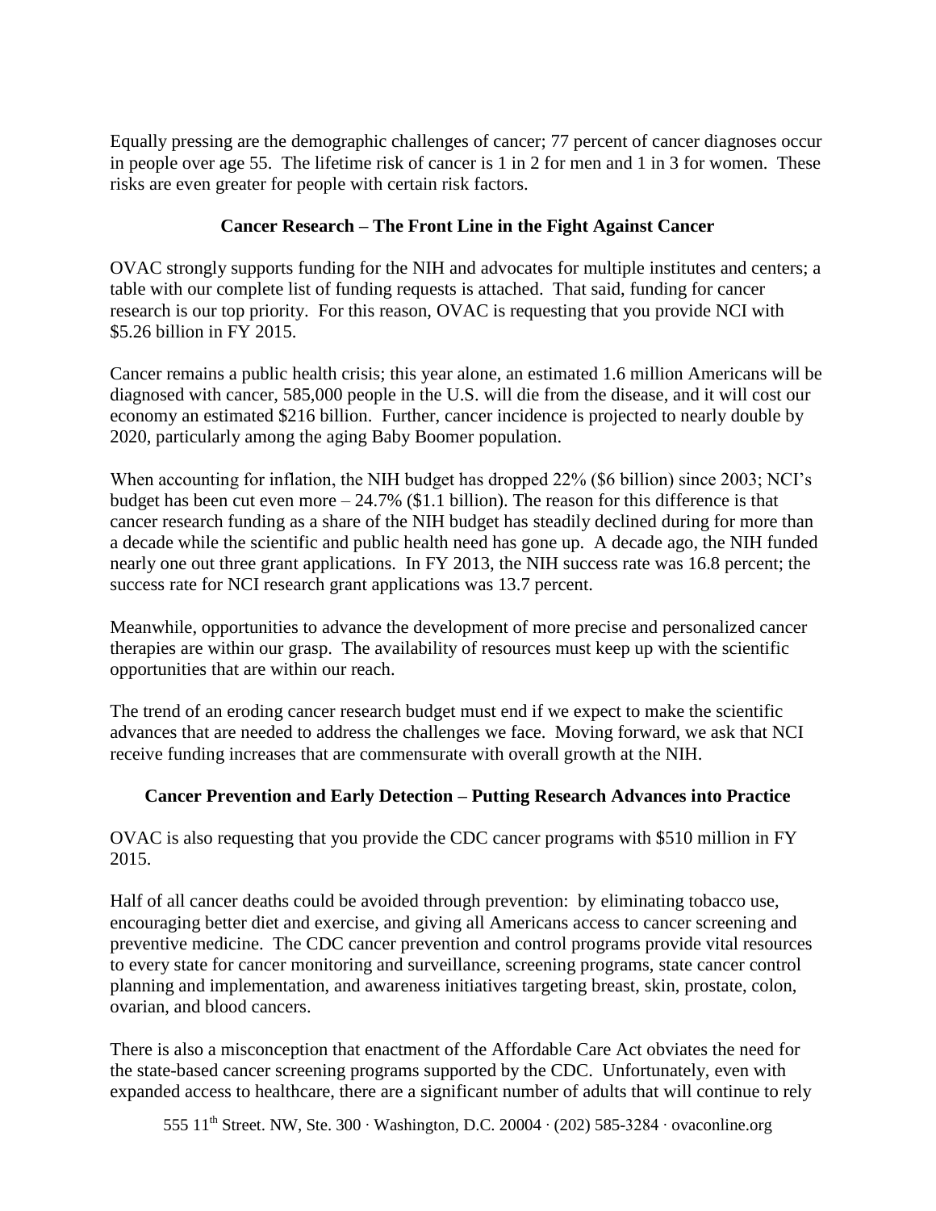Equally pressing are the demographic challenges of cancer; 77 percent of cancer diagnoses occur in people over age 55. The lifetime risk of cancer is 1 in 2 for men and 1 in 3 for women. These risks are even greater for people with certain risk factors.

## Cancer Research – The Front Line in the Fight Against Cancer

OVAC strongly supports funding for the NIH and advocates for multiple institutes and centers; a table with our complete list of funding requests is attached. That said, funding for cancer research is our top priority. For this reason, OVAC is requesting that you provide NCI with $5.26 billion in FY 2015.

Cancer remains a public health crisis; this year alone, an estimated 1.6 million Americans will be diagnosed with cancer, 585,000 people in the U.S. will die from the disease, and it will cost our economy an estimated $216 billion. Further, cancer incidence is projected to nearly double by 2020, particularly among the aging Baby Boomer population.

When accounting for inflation, the NIH budget has dropped 22% ($6 billion) since 2003; NCI's budget has been cut even more – 24.7% ($1.1 billion). The reason for this difference is that cancer research funding as a share of the NIH budget has steadily declined during for more than a decade while the scientific and public health need has gone up. A decade ago, the NIH funded nearly one out three grant applications. In FY 2013, the NIH success rate was 16.8 percent; the success rate for NCI research grant applications was 13.7 percent.

Meanwhile, opportunities to advance the development of more precise and personalized cancer therapies are within our grasp. The availability of resources must keep up with the scientific opportunities that are within our reach.

The trend of an eroding cancer research budget must end if we expect to make the scientific advances that are needed to address the challenges we face. Moving forward, we ask that NCI receive funding increases that are commensurate with overall growth at the NIH.

## Cancer Prevention and Early Detection – Putting Research Advances into Practice

OVAC is also requesting that you provide the CDC cancer programs with $510 million in FY 2015.

Half of all cancer deaths could be avoided through prevention: by eliminating tobacco use, encouraging better diet and exercise, and giving all Americans access to cancer screening and preventive medicine. The CDC cancer prevention and control programs provide vital resources to every state for cancer monitoring and surveillance, screening programs, state cancer control planning and implementation, and awareness initiatives targeting breast, skin, prostate, colon, ovarian, and blood cancers.

There is also a misconception that enactment of the Affordable Care Act obviates the need for the state-based cancer screening programs supported by the CDC. Unfortunately, even with expanded access to healthcare, there are a significant number of adults that will continue to rely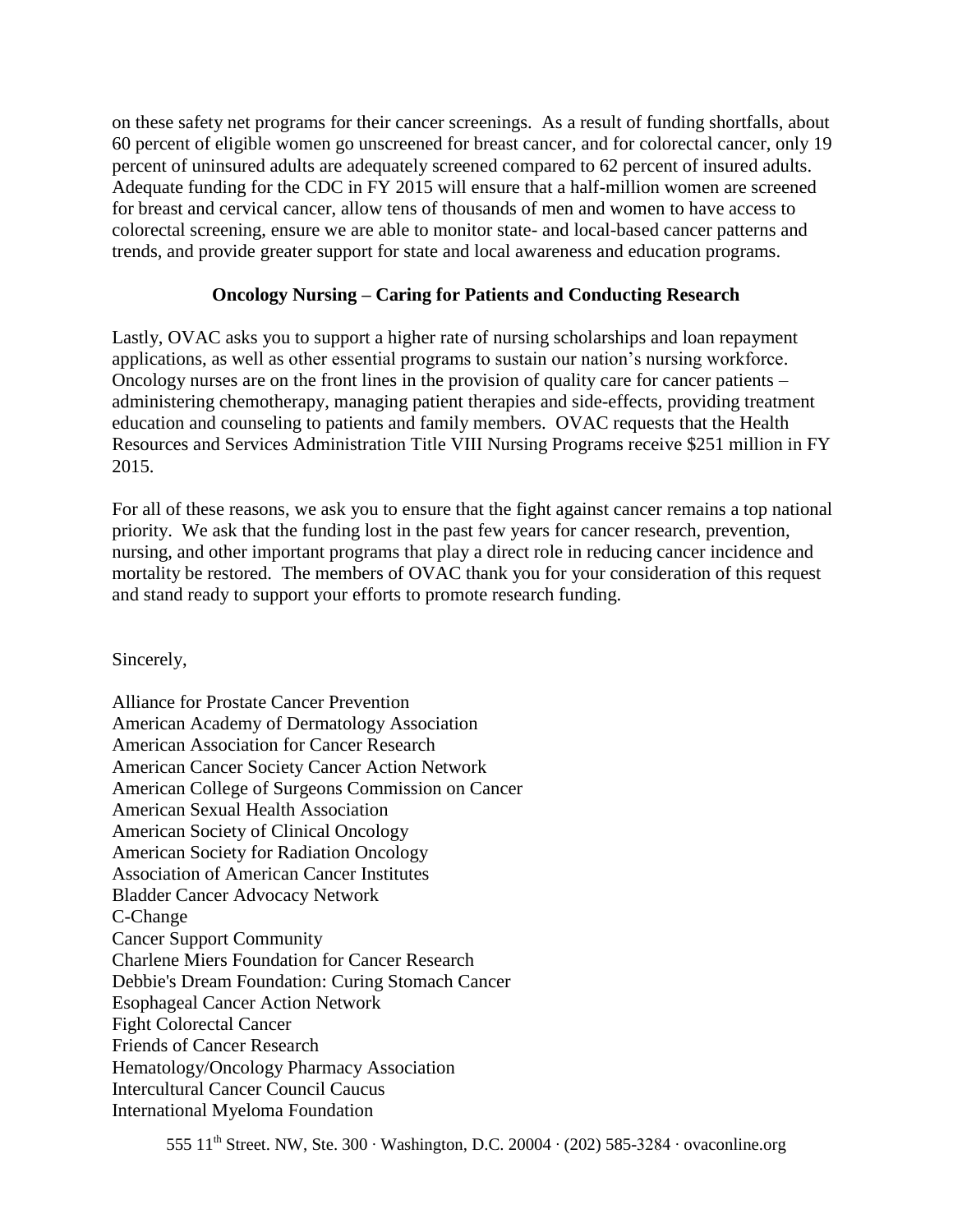on these safety net programs for their cancer screenings. As a result of funding shortfalls, about 60 percent of eligible women go unscreened for breast cancer, and for colorectal cancer, only 19 percent of uninsured adults are adequately screened compared to 62 percent of insured adults. Adequate funding for the CDC in FY 2015 will ensure that a half-million women are screened for breast and cervical cancer, allow tens of thousands of men and women to have access to colorectal screening, ensure we are able to monitor state- and local-based cancer patterns and trends, and provide greater support for state and local awareness and education programs.

**Oncology Nursing – Caring for Patients and Conducting Research**

Lastly, OVAC asks you to support a higher rate of nursing scholarships and loan repayment applications, as well as other essential programs to sustain our nation's nursing workforce. Oncology nurses are on the front lines in the provision of quality care for cancer patients – administering chemotherapy, managing patient therapies and side-effects, providing treatment education and counseling to patients and family members. OVAC requests that the Health Resources and Services Administration Title VIII Nursing Programs receive $251 million in FY 2015.

For all of these reasons, we ask you to ensure that the fight against cancer remains a top national priority. We ask that the funding lost in the past few years for cancer research, prevention, nursing, and other important programs that play a direct role in reducing cancer incidence and mortality be restored. The members of OVAC thank you for your consideration of this request and stand ready to support your efforts to promote research funding.

Sincerely,

Alliance for Prostate Cancer Prevention
American Academy of Dermatology Association
American Association for Cancer Research
American Cancer Society Cancer Action Network
American College of Surgeons Commission on Cancer
American Sexual Health Association
American Society of Clinical Oncology
American Society for Radiation Oncology
Association of American Cancer Institutes
Bladder Cancer Advocacy Network
C-Change
Cancer Support Community
Charlene Miers Foundation for Cancer Research
Debbie's Dream Foundation: Curing Stomach Cancer
Esophageal Cancer Action Network
Fight Colorectal Cancer
Friends of Cancer Research
Hematology/Oncology Pharmacy Association
Intercultural Cancer Council Caucus
International Myeloma Foundation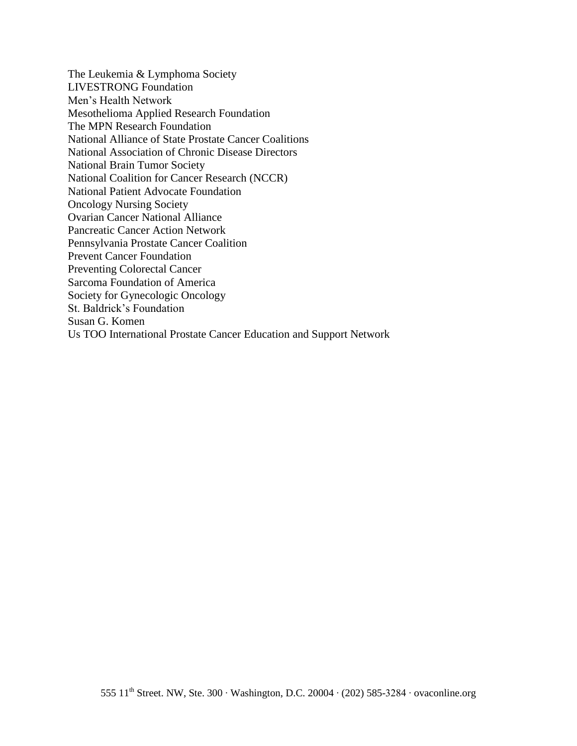The Leukemia & Lymphoma Society
LIVESTRONG Foundation
Men's Health Network
Mesothelioma Applied Research Foundation
The MPN Research Foundation
National Alliance of State Prostate Cancer Coalitions
National Association of Chronic Disease Directors
National Brain Tumor Society
National Coalition for Cancer Research (NCCR)
National Patient Advocate Foundation
Oncology Nursing Society
Ovarian Cancer National Alliance
Pancreatic Cancer Action Network
Pennsylvania Prostate Cancer Coalition
Prevent Cancer Foundation
Preventing Colorectal Cancer
Sarcoma Foundation of America
Society for Gynecologic Oncology
St. Baldrick's Foundation
Susan G. Komen
Us TOO International Prostate Cancer Education and Support Network